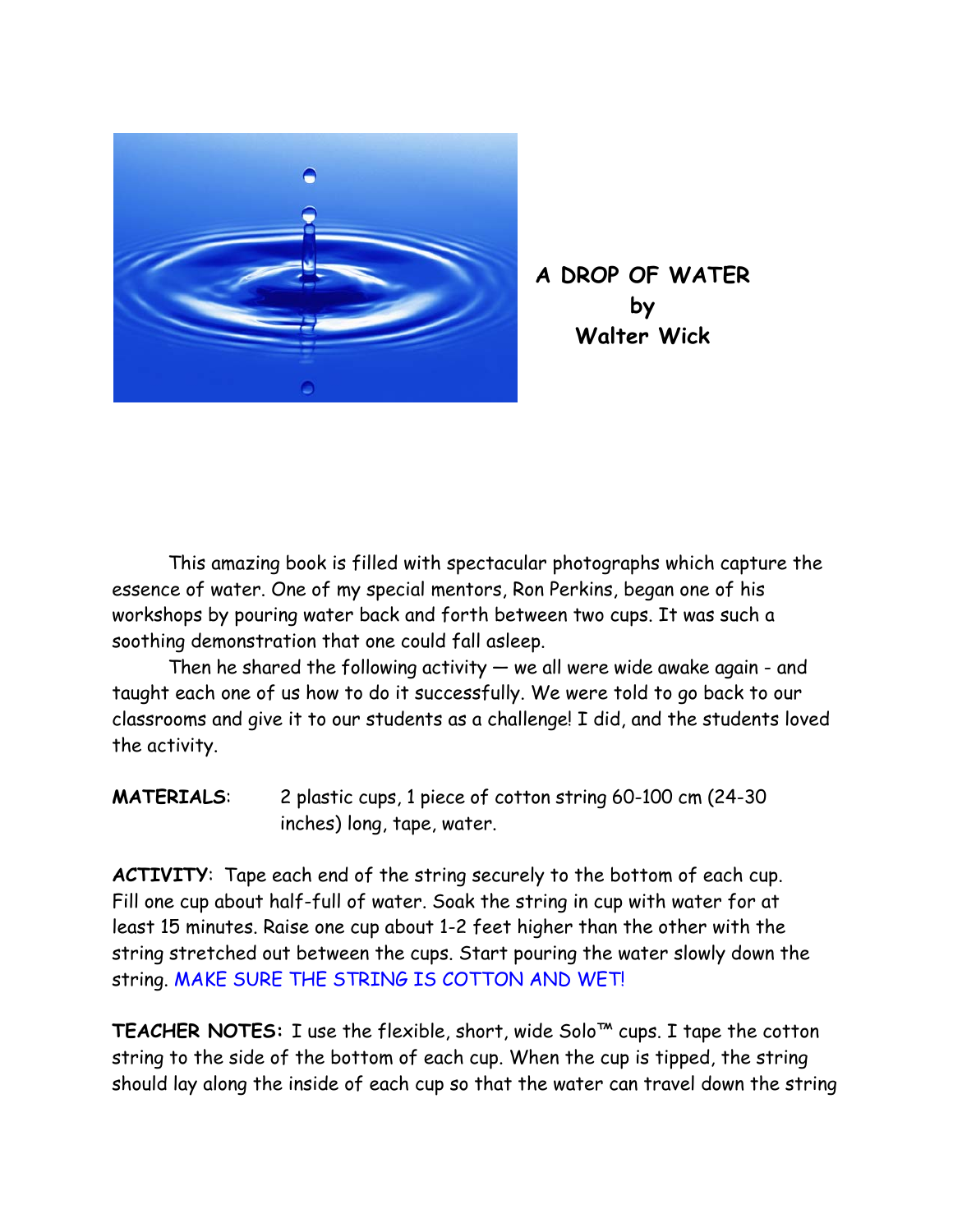# A DROP OF WATER
by
Walter Wick

This amazing book is filled with spectacular photographs which capture the essence of water. One of my special mentors, Ron Perkins, began one of his workshops by pouring water back and forth between two cups. It was such a soothing demonstration that one could fall asleep.

Then he shared the following activity — we all were wide awake again - and taught each one of us how to do it successfully. We were told to go back to our classrooms and give it to our students as a challenge! I did, and the students loved the activity.

**MATERIALS**: 2 plastic cups, 1 piece of cotton string 60-100 cm (24-30 inches) long, tape, water.

**ACTIVITY**: Tape each end of the string securely to the bottom of each cup. Fill one cup about half-full of water. Soak the string in cup with water for at least 15 minutes. Raise one cup about 1-2 feet higher than the other with the string stretched out between the cups. Start pouring the water slowly down the string. MAKE SURE THE STRING IS COTTON AND WET!

**TEACHER NOTES:** I use the flexible, short, wide Solo™ cups. I tape the cotton string to the side of the bottom of each cup. When the cup is tipped, the string should lay along the inside of each cup so that the water can travel down the string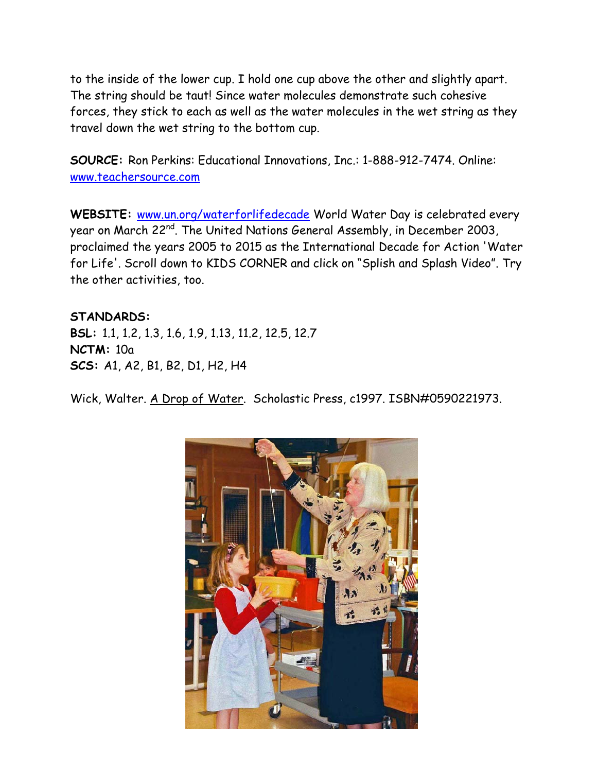to the inside of the lower cup. I hold one cup above the other and slightly apart. The string should be taut! Since water molecules demonstrate such cohesive forces, they stick to each as well as the water molecules in the wet string as they travel down the wet string to the bottom cup.

**SOURCE:** Ron Perkins: Educational Innovations, Inc.: 1-888-912-7474. Online: www.teachersource.com

**WEBSITE:** www.un.org/waterforlifedecade World Water Day is celebrated every year on March 22nd. The United Nations General Assembly, in December 2003, proclaimed the years 2005 to 2015 as the International Decade for Action 'Water for Life'. Scroll down to KIDS CORNER and click on "Splish and Splash Video". Try the other activities, too.

**STANDARDS:**
**BSL:** 1.1, 1.2, 1.3, 1.6, 1.9, 1.13, 11.2, 12.5, 12.7
**NCTM:** 10a
**SCS:** A1, A2, B1, B2, D1, H2, H4

Wick, Walter. A Drop of Water. Scholastic Press, c1997. ISBN#0590221973.